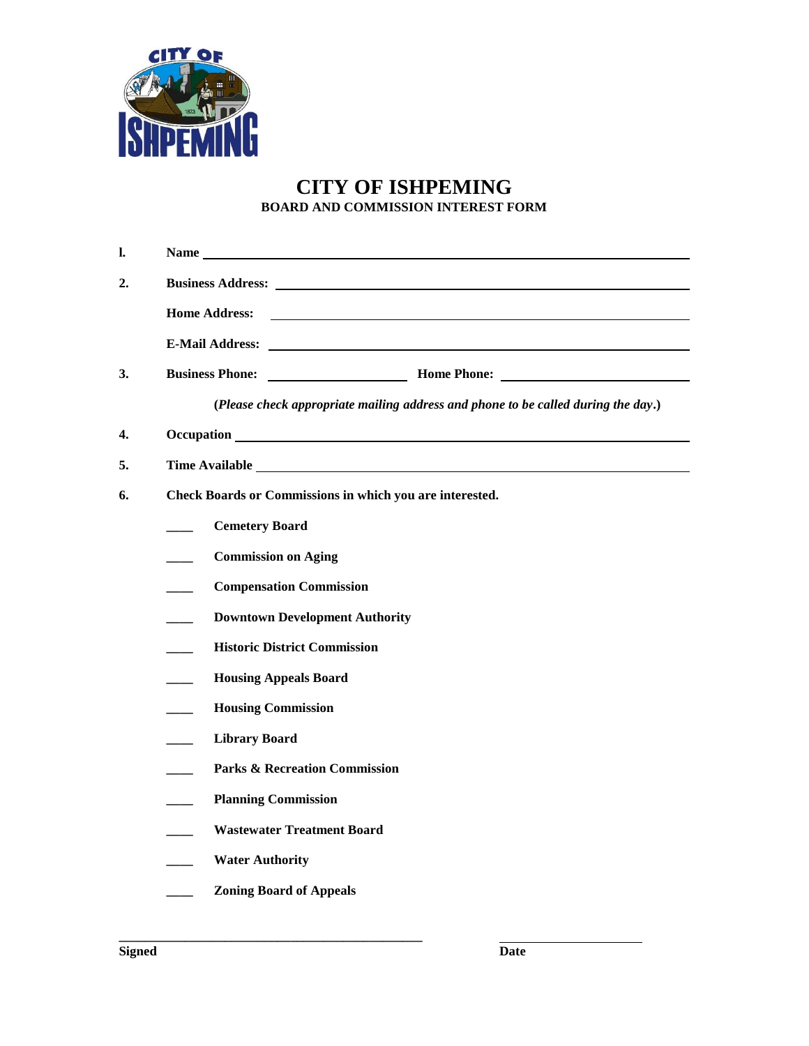# CITY OF ISHPEMING

## BOARD AND COMMISSION INTEREST FORM

l. **Name** ______________________________

2. **Business Address:** ______________________________

   **Home Address:** ______________________________

   **E-Mail Address:** ______________________________

3. **Business Phone:** ____________________ **Home Phone:** ____________________

   ***(Please check appropriate mailing address and phone to be called during the day.)***

4. **Occupation** ______________________________

5. **Time Available** ______________________________

6. **Check Boards or Commissions in which you are interested.**

   ____ **Cemetery Board**

   ____ **Commission on Aging**

   ____ **Compensation Commission**

   ____ **Downtown Development Authority**

   ____ **Historic District Commission**

   ____ **Housing Appeals Board**

   ____ **Housing Commission**

   ____ **Library Board**

   ____ **Parks & Recreation Commission**

   ____ **Planning Commission**

   ____ **Wastewater Treatment Board**

   ____ **Water Authority**

   ____ **Zoning Board of Appeals**

______________________________ ____________________

**Signed** **Date**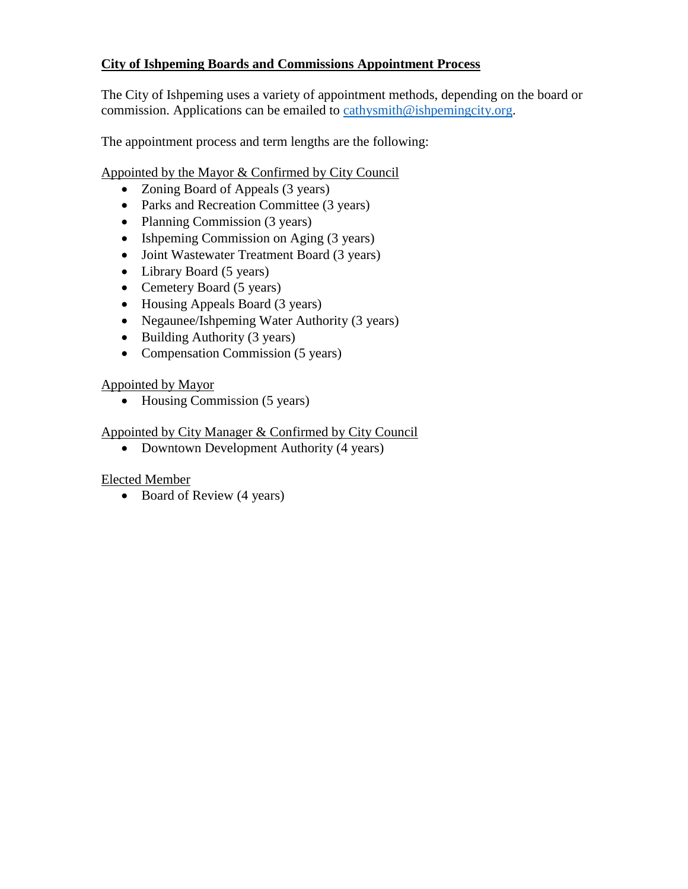## City of Ishpeming Boards and Commissions Appointment Process

The City of Ishpeming uses a variety of appointment methods, depending on the board or commission. Applications can be emailed to cathysmith@ishpemingcity.org.

The appointment process and term lengths are the following:

Appointed by the Mayor & Confirmed by City Council

- Zoning Board of Appeals (3 years)
- Parks and Recreation Committee (3 years)
- Planning Commission (3 years)
- Ishpeming Commission on Aging (3 years)
- Joint Wastewater Treatment Board (3 years)
- Library Board (5 years)
- Cemetery Board (5 years)
- Housing Appeals Board (3 years)
- Negaunee/Ishpeming Water Authority (3 years)
- Building Authority (3 years)
- Compensation Commission (5 years)

Appointed by Mayor

- Housing Commission (5 years)

Appointed by City Manager & Confirmed by City Council

- Downtown Development Authority (4 years)

Elected Member

- Board of Review (4 years)